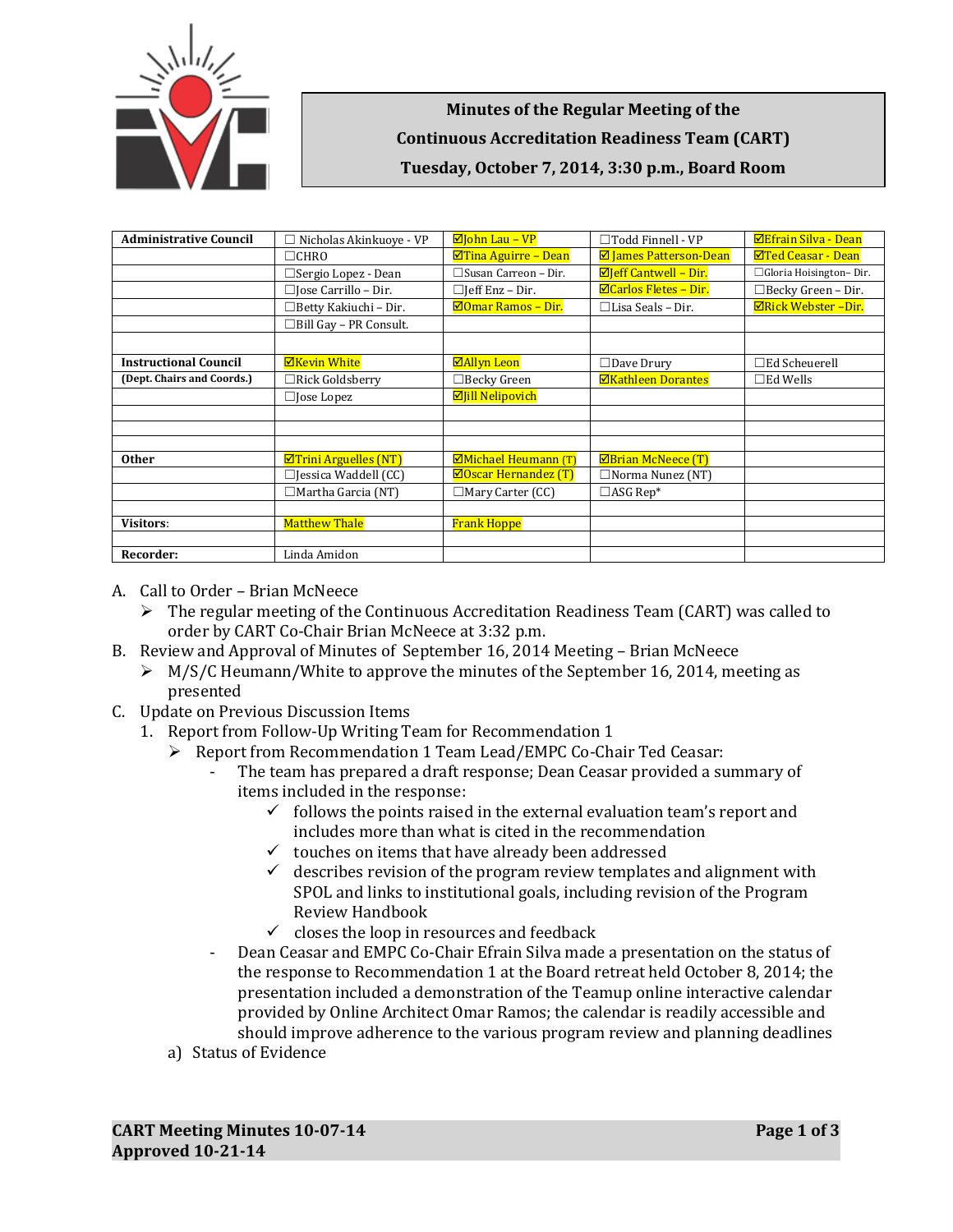**Minutes of the Regular Meeting of the**
**Continuous Accreditation Readiness Team (CART)**
**Tuesday, October 7, 2014, 3:30 p.m., Board Room**

| | | | | |
|---|---|---|---|---|
| **Administrative Council** | ☐ Nicholas Akinkuoye - VP | ☑John Lau – VP | ☐Todd Finnell - VP | ☑Efrain Silva - Dean |
| | ☐CHRO | ☑Tina Aguirre – Dean | ☑ James Patterson-Dean | ☑Ted Ceasar - Dean |
| | ☐Sergio Lopez - Dean | ☐Susan Carreon – Dir. | ☑Jeff Cantwell – Dir. | ☐Gloria Hoisington– Dir. |
| | ☐Jose Carrillo – Dir. | ☐Jeff Enz – Dir. | ☑Carlos Fletes – Dir. | ☐Becky Green – Dir. |
| | ☐Betty Kakiuchi – Dir. | ☑Omar Ramos – Dir. | ☐Lisa Seals – Dir. | ☑Rick Webster –Dir. |
| | ☐Bill Gay – PR Consult. | | | |
| | | | | |
| **Instructional Council** | ☑Kevin White | ☑Allyn Leon | ☐Dave Drury | ☐Ed Scheuerell |
| **(Dept. Chairs and Coords.)** | ☐Rick Goldsberry | ☐Becky Green | ☑Kathleen Dorantes | ☐Ed Wells |
| | ☐Jose Lopez | ☑Jill Nelipovich | | |
| | | | | |
| | | | | |
| | | | | |
| **Other** | ☑Trini Arguelles (NT) | ☑Michael Heumann (T) | ☑Brian McNeece (T) | |
| | ☐Jessica Waddell (CC) | ☑Oscar Hernandez (T) | ☐Norma Nunez (NT) | |
| | ☐Martha Garcia (NT) | ☐Mary Carter (CC) | ☐ASG Rep* | |
| | | | | |
| **Visitors**: | Matthew Thale | Frank Hoppe | | |
| | | | | |
| **Recorder:** | Linda Amidon | | | |

A. Call to Order – Brian McNeece
   - The regular meeting of the Continuous Accreditation Readiness Team (CART) was called to order by CART Co-Chair Brian McNeece at 3:32 p.m.

B. Review and Approval of Minutes of September 16, 2014 Meeting – Brian McNeece
   - M/S/C Heumann/White to approve the minutes of the September 16, 2014, meeting as presented

C. Update on Previous Discussion Items
   1. Report from Follow-Up Writing Team for Recommendation 1
      - Report from Recommendation 1 Team Lead/EMPC Co-Chair Ted Ceasar:
        - The team has prepared a draft response; Dean Ceasar provided a summary of items included in the response:
          - ✓ follows the points raised in the external evaluation team's report and includes more than what is cited in the recommendation
          - ✓ touches on items that have already been addressed
          - ✓ describes revision of the program review templates and alignment with SPOL and links to institutional goals, including revision of the Program Review Handbook
          - ✓ closes the loop in resources and feedback
        - Dean Ceasar and EMPC Co-Chair Efrain Silva made a presentation on the status of the response to Recommendation 1 at the Board retreat held October 8, 2014; the presentation included a demonstration of the Teamup online interactive calendar provided by Online Architect Omar Ramos; the calendar is readily accessible and should improve adherence to the various program review and planning deadlines

      a) Status of Evidence

**CART Meeting Minutes 10-07-14**
**Approved 10-21-14**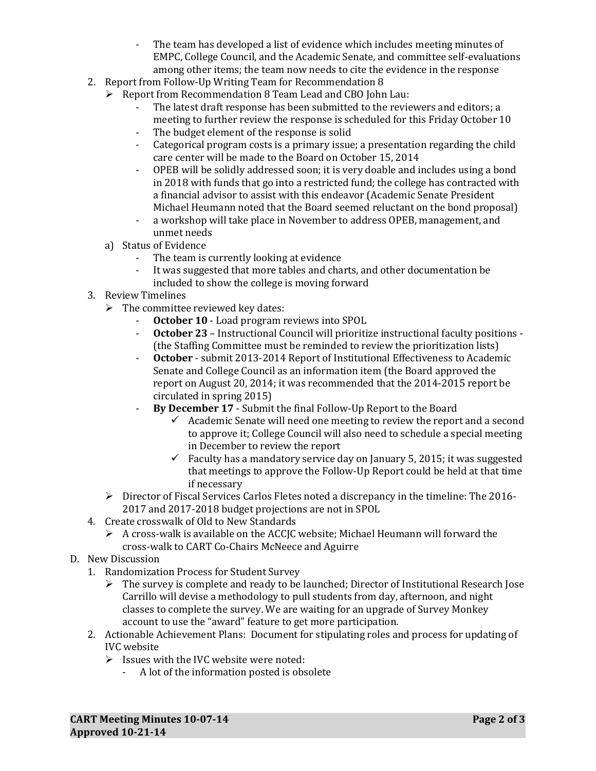- The team has developed a list of evidence which includes meeting minutes of EMPC, College Council, and the Academic Senate, and committee self-evaluations among other items; the team now needs to cite the evidence in the response

2. Report from Follow-Up Writing Team for Recommendation 8
   - ➢ Report from Recommendation 8 Team Lead and CBO John Lau:
     - The latest draft response has been submitted to the reviewers and editors; a meeting to further review the response is scheduled for this Friday October 10
     - The budget element of the response is solid
     - Categorical program costs is a primary issue; a presentation regarding the child care center will be made to the Board on October 15, 2014
     - OPEB will be solidly addressed soon; it is very doable and includes using a bond in 2018 with funds that go into a restricted fund; the college has contracted with a financial advisor to assist with this endeavor (Academic Senate President Michael Heumann noted that the Board seemed reluctant on the bond proposal)
     - a workshop will take place in November to address OPEB, management, and unmet needs

   a) Status of Evidence
      - The team is currently looking at evidence
      - It was suggested that more tables and charts, and other documentation be included to show the college is moving forward

3. Review Timelines
   - ➢ The committee reviewed key dates:
     - **October 10** - Load program reviews into SPOL
     - **October 23** – Instructional Council will prioritize instructional faculty positions - (the Staffing Committee must be reminded to review the prioritization lists)
     - **October** - submit 2013-2014 Report of Institutional Effectiveness to Academic Senate and College Council as an information item (the Board approved the report on August 20, 2014; it was recommended that the 2014-2015 report be circulated in spring 2015)
     - **By December 17** - Submit the final Follow-Up Report to the Board
       - ✓ Academic Senate will need one meeting to review the report and a second to approve it; College Council will also need to schedule a special meeting in December to review the report
       - ✓ Faculty has a mandatory service day on January 5, 2015; it was suggested that meetings to approve the Follow-Up Report could be held at that time if necessary
   - ➢ Director of Fiscal Services Carlos Fletes noted a discrepancy in the timeline: The 2016-2017 and 2017-2018 budget projections are not in SPOL

4. Create crosswalk of Old to New Standards
   - ➢ A cross-walk is available on the ACCJC website; Michael Heumann will forward the cross-walk to CART Co-Chairs McNeece and Aguirre

D. New Discussion

1. Randomization Process for Student Survey
   - ➢ The survey is complete and ready to be launched; Director of Institutional Research Jose Carrillo will devise a methodology to pull students from day, afternoon, and night classes to complete the survey. We are waiting for an upgrade of Survey Monkey account to use the "award" feature to get more participation.

2. Actionable Achievement Plans: Document for stipulating roles and process for updating of IVC website
   - ➢ Issues with the IVC website were noted:
     - A lot of the information posted is obsolete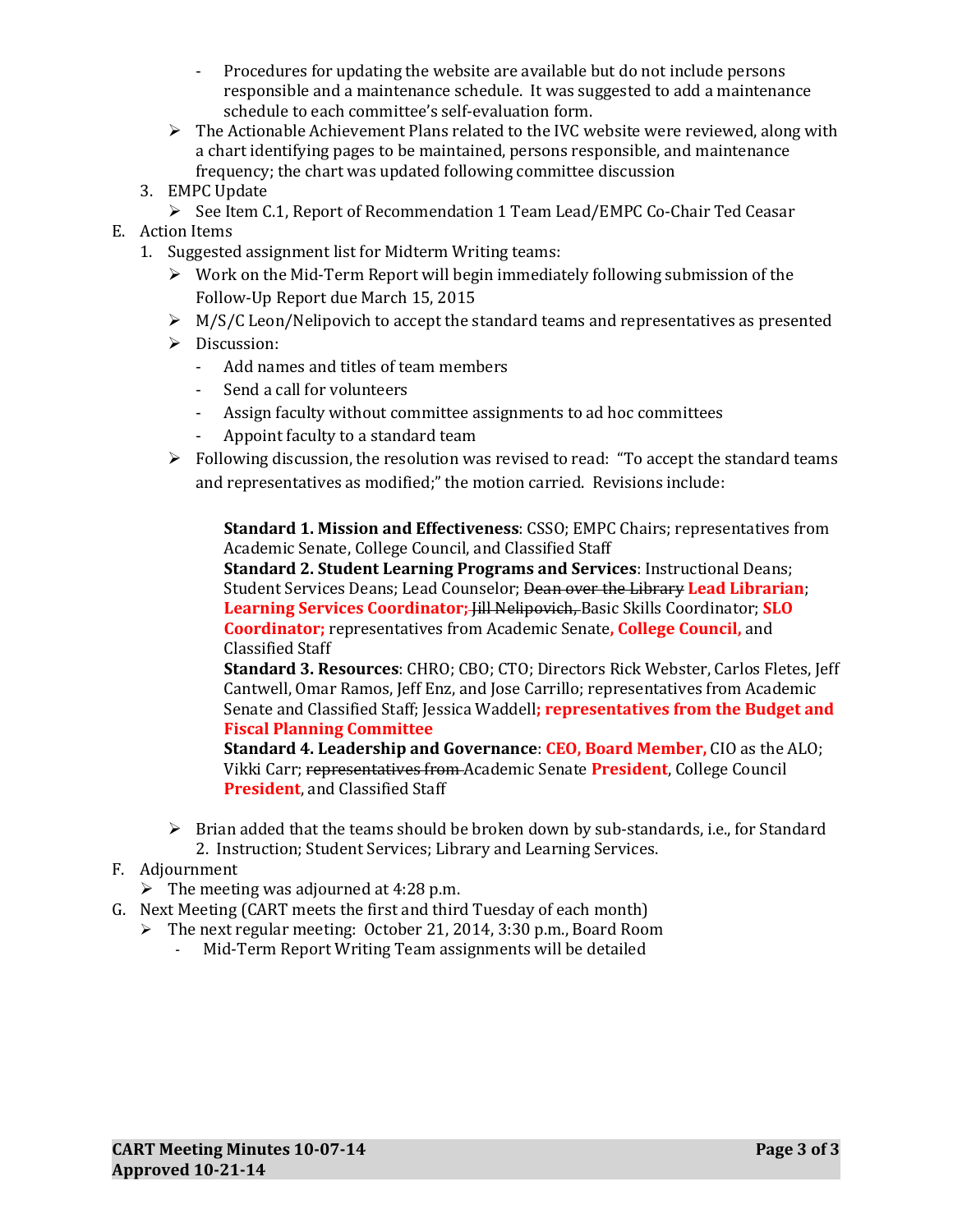- Procedures for updating the website are available but do not include persons responsible and a maintenance schedule. It was suggested to add a maintenance schedule to each committee's self-evaluation form.
    - ➢ The Actionable Achievement Plans related to the IVC website were reviewed, along with a chart identifying pages to be maintained, persons responsible, and maintenance frequency; the chart was updated following committee discussion

3. EMPC Update
    - ➢ See Item C.1, Report of Recommendation 1 Team Lead/EMPC Co-Chair Ted Ceasar

E. Action Items

1. Suggested assignment list for Midterm Writing teams:
    - ➢ Work on the Mid-Term Report will begin immediately following submission of the Follow-Up Report due March 15, 2015
    - ➢ M/S/C Leon/Nelipovich to accept the standard teams and representatives as presented
    - ➢ Discussion:
        - Add names and titles of team members
        - Send a call for volunteers
        - Assign faculty without committee assignments to ad hoc committees
        - Appoint faculty to a standard team
    - ➢ Following discussion, the resolution was revised to read: "To accept the standard teams and representatives as modified;" the motion carried. Revisions include:

      **Standard 1. Mission and Effectiveness**: CSSO; EMPC Chairs; representatives from Academic Senate, College Council, and Classified Staff
      **Standard 2. Student Learning Programs and Services**: Instructional Deans; Student Services Deans; Lead Counselor; ~~Dean over the Library~~ **Lead Librarian**; **Learning Services Coordinator;** ~~Jill Nelipovich,~~ Basic Skills Coordinator; **SLO Coordinator;** representatives from Academic Senate**, College Council,** and Classified Staff
      **Standard 3. Resources**: CHRO; CBO; CTO; Directors Rick Webster, Carlos Fletes, Jeff Cantwell, Omar Ramos, Jeff Enz, and Jose Carrillo; representatives from Academic Senate and Classified Staff; Jessica Waddell**; representatives from the Budget and Fiscal Planning Committee**
      **Standard 4. Leadership and Governance**: **CEO, Board Member,** CIO as the ALO; Vikki Carr; ~~representatives from~~ Academic Senate **President**, College Council **President**, and Classified Staff

    - ➢ Brian added that the teams should be broken down by sub-standards, i.e., for Standard 2. Instruction; Student Services; Library and Learning Services.

F. Adjournment
    - ➢ The meeting was adjourned at 4:28 p.m.

G. Next Meeting (CART meets the first and third Tuesday of each month)
    - ➢ The next regular meeting: October 21, 2014, 3:30 p.m., Board Room
        - Mid-Term Report Writing Team assignments will be detailed

**CART Meeting Minutes 10-07-14**
**Approved 10-21-14**